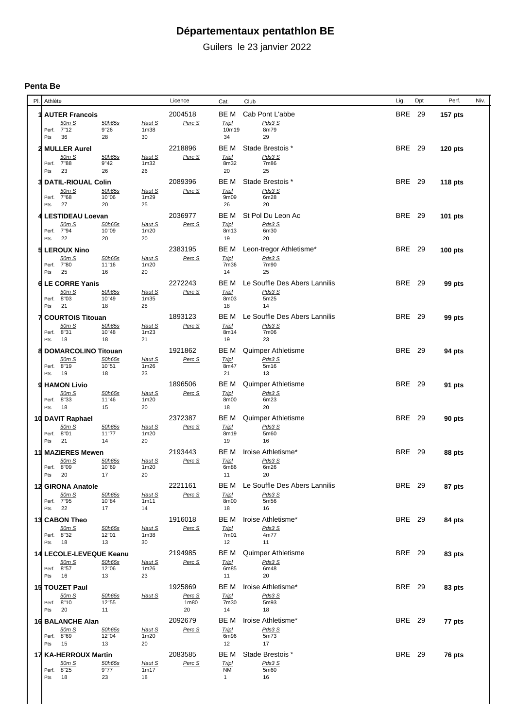# Départementaux pentathlon BE

Guilers le 23 janvier 2022

**Penta Be**

| Pl. | Athlète | | | | Licence | Cat. | Club | | Lig. | Dpt | Perf. | Niv. |
|---|---|---|---|---|---|---|---|---|---|---|---|---|
| 1 | **AUTER Francois** | | | | 2004518 | BE M | Cab Pont L'abbe | | BRE | 29 | **157 pts** | |
| | | 50m S | 50h65s | Haut S | Perc S | Tripl | Pds3 S | | | | | |
| | Perf. | 7"12 | 9"26 | 1m38 | | 10m19 | 8m79 | | | | | |
| | Pts | 36 | 28 | 30 | | 34 | 29 | | | | | |
| 2 | **MULLER Aurel** | | | | 2218896 | BE M | Stade Brestois * | | BRE | 29 | **120 pts** | |
| | | 50m S | 50h65s | Haut S | Perc S | Tripl | Pds3 S | | | | | |
| | Perf. | 7"88 | 9"42 | 1m32 | | 8m32 | 7m86 | | | | | |
| | Pts | 23 | 26 | 26 | | 20 | 25 | | | | | |
| 3 | **DATIL-RIOUAL Colin** | | | | 2089396 | BE M | Stade Brestois * | | BRE | 29 | **118 pts** | |
| | | 50m S | 50h65s | Haut S | Perc S | Tripl | Pds3 S | | | | | |
| | Perf. | 7"68 | 10"06 | 1m29 | | 9m09 | 6m28 | | | | | |
| | Pts | 27 | 20 | 25 | | 26 | 20 | | | | | |
| 4 | **LESTIDEAU Loevan** | | | | 2036977 | BE M | St Pol Du Leon Ac | | BRE | 29 | **101 pts** | |
| | | 50m S | 50h65s | Haut S | Perc S | Tripl | Pds3 S | | | | | |
| | Perf. | 7"94 | 10"09 | 1m20 | | 8m13 | 6m30 | | | | | |
| | Pts | 22 | 20 | 20 | | 19 | 20 | | | | | |
| 5 | **LEROUX Nino** | | | | 2383195 | BE M | Leon-tregor Athletisme* | | BRE | 29 | **100 pts** | |
| | | 50m S | 50h65s | Haut S | Perc S | Tripl | Pds3 S | | | | | |
| | Perf. | 7"80 | 11"16 | 1m20 | | 7m36 | 7m90 | | | | | |
| | Pts | 25 | 16 | 20 | | 14 | 25 | | | | | |
| 6 | **LE CORRE Yanis** | | | | 2272243 | BE M | Le Souffle Des Abers Lannilis | | BRE | 29 | **99 pts** | |
| | | 50m S | 50h65s | Haut S | Perc S | Tripl | Pds3 S | | | | | |
| | Perf. | 8"03 | 10"49 | 1m35 | | 8m03 | 5m25 | | | | | |
| | Pts | 21 | 18 | 28 | | 18 | 14 | | | | | |
| 7 | **COURTOIS Titouan** | | | | 1893123 | BE M | Le Souffle Des Abers Lannilis | | BRE | 29 | **99 pts** | |
| | | 50m S | 50h65s | Haut S | Perc S | Tripl | Pds3 S | | | | | |
| | Perf. | 8"31 | 10"48 | 1m23 | | 8m14 | 7m06 | | | | | |
| | Pts | 18 | 18 | 21 | | 19 | 23 | | | | | |
| 8 | **DOMARCOLINO Titouan** | | | | 1921862 | BE M | Quimper Athletisme | | BRE | 29 | **94 pts** | |
| | | 50m S | 50h65s | Haut S | Perc S | Tripl | Pds3 S | | | | | |
| | Perf. | 8"19 | 10"51 | 1m26 | | 8m47 | 5m16 | | | | | |
| | Pts | 19 | 18 | 23 | | 21 | 13 | | | | | |
| 9 | **HAMON Livio** | | | | 1896506 | BE M | Quimper Athletisme | | BRE | 29 | **91 pts** | |
| | | 50m S | 50h65s | Haut S | Perc S | Tripl | Pds3 S | | | | | |
| | Perf. | 8"33 | 11"46 | 1m20 | | 8m00 | 6m23 | | | | | |
| | Pts | 18 | 15 | 20 | | 18 | 20 | | | | | |
| 10 | **DAVIT Raphael** | | | | 2372387 | BE M | Quimper Athletisme | | BRE | 29 | **90 pts** | |
| | | 50m S | 50h65s | Haut S | Perc S | Tripl | Pds3 S | | | | | |
| | Perf. | 8"01 | 11"77 | 1m20 | | 8m19 | 5m60 | | | | | |
| | Pts | 21 | 14 | 20 | | 19 | 16 | | | | | |
| 11 | **MAZIERES Mewen** | | | | 2193443 | BE M | Iroise Athletisme* | | BRE | 29 | **88 pts** | |
| | | 50m S | 50h65s | Haut S | Perc S | Tripl | Pds3 S | | | | | |
| | Perf. | 8"09 | 10"69 | 1m20 | | 6m86 | 6m26 | | | | | |
| | Pts | 20 | 17 | 20 | | 11 | 20 | | | | | |
| 12 | **GIRONA Anatole** | | | | 2221161 | BE M | Le Souffle Des Abers Lannilis | | BRE | 29 | **87 pts** | |
| | | 50m S | 50h65s | Haut S | Perc S | Tripl | Pds3 S | | | | | |
| | Perf. | 7"95 | 10"84 | 1m11 | | 8m00 | 5m56 | | | | | |
| | Pts | 22 | 17 | 14 | | 18 | 16 | | | | | |
| 13 | **CABON Theo** | | | | 1916018 | BE M | Iroise Athletisme* | | BRE | 29 | **84 pts** | |
| | | 50m S | 50h65s | Haut S | Perc S | Tripl | Pds3 S | | | | | |
| | Perf. | 8"32 | 12"01 | 1m38 | | 7m01 | 4m77 | | | | | |
| | Pts | 18 | 13 | 30 | | 12 | 11 | | | | | |
| 14 | **LECOLE-LEVEQUE Keanu** | | | | 2194985 | BE M | Quimper Athletisme | | BRE | 29 | **83 pts** | |
| | | 50m S | 50h65s | Haut S | Perc S | Tripl | Pds3 S | | | | | |
| | Perf. | 8"57 | 12"06 | 1m26 | | 6m85 | 6m48 | | | | | |
| | Pts | 16 | 13 | 23 | | 11 | 20 | | | | | |
| 15 | **TOUZET Paul** | | | | 1925869 | BE M | Iroise Athletisme* | | BRE | 29 | **83 pts** | |
| | | 50m S | 50h65s | Haut S | Perc S | Tripl | Pds3 S | | | | | |
| | Perf. | 8"10 | 12"55 | | 1m80 | 7m30 | 5m93 | | | | | |
| | Pts | 20 | 11 | | 20 | 14 | 18 | | | | | |
| 16 | **BALANCHE Alan** | | | | 2092679 | BE M | Iroise Athletisme* | | BRE | 29 | **77 pts** | |
| | | 50m S | 50h65s | Haut S | Perc S | Tripl | Pds3 S | | | | | |
| | Perf. | 8"69 | 12"04 | 1m20 | | 6m96 | 5m73 | | | | | |
| | Pts | 15 | 13 | 20 | | 12 | 17 | | | | | |
| 17 | **KA-HERROUX Martin** | | | | 2083585 | BE M | Stade Brestois * | | BRE | 29 | **76 pts** | |
| | | 50m S | 50h65s | Haut S | Perc S | Tripl | Pds3 S | | | | | |
| | Perf. | 8"25 | 9"77 | 1m17 | | NM | 5m60 | | | | | |
| | Pts | 18 | 23 | 18 | | 1 | 16 | | | | | |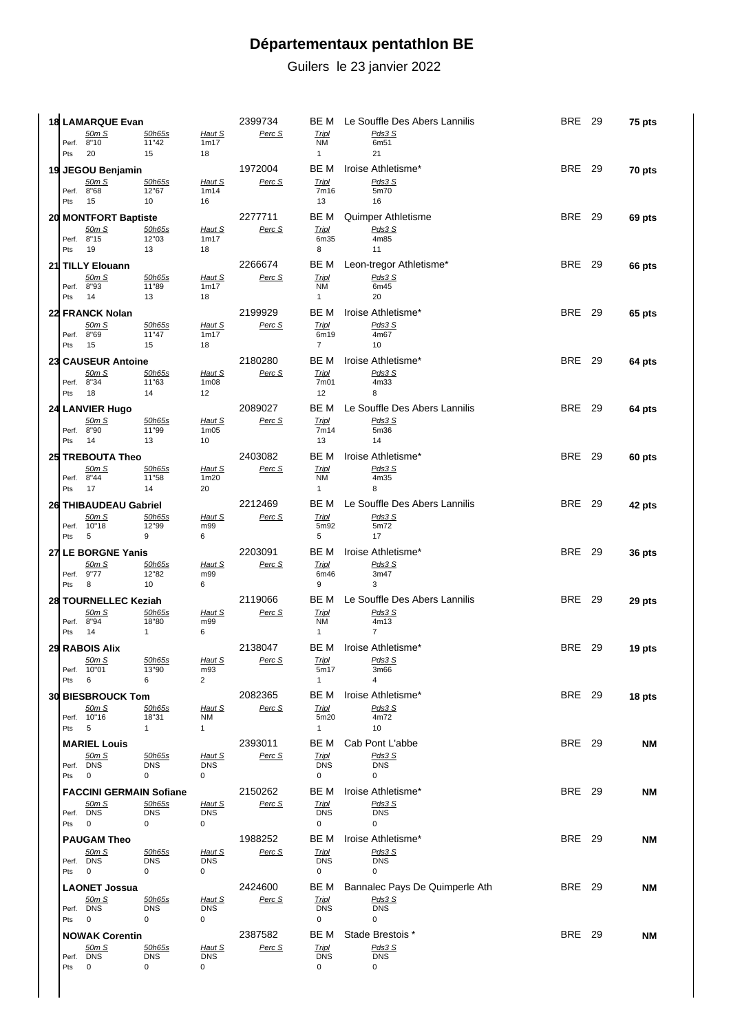# Départementaux pentathlon BE

Guilers le 23 janvier 2022

**18 LAMARQUE Evan** — 2399734 — BE M — Le Souffle Des Abers Lannilis — BRE 29 — **75 pts**

| | 50m S | 50h65s | Haut S | Perc S | Tripl | Pds3 S |
|---|---|---|---|---|---|---|
| Perf. | 8"10 | 11"42 | 1m17 | | NM | 6m51 |
| Pts | 20 | 15 | 18 | | 1 | 21 |

**19 JEGOU Benjamin** — 1972004 — BE M — Iroise Athletisme* — BRE 29 — **70 pts**

| | 50m S | 50h65s | Haut S | Perc S | Tripl | Pds3 S |
|---|---|---|---|---|---|---|
| Perf. | 8"68 | 12"67 | 1m14 | | 7m16 | 5m70 |
| Pts | 15 | 10 | 16 | | 13 | 16 |

**20 MONTFORT Baptiste** — 2277711 — BE M — Quimper Athletisme — BRE 29 — **69 pts**

| | 50m S | 50h65s | Haut S | Perc S | Tripl | Pds3 S |
|---|---|---|---|---|---|---|
| Perf. | 8"15 | 12"03 | 1m17 | | 6m35 | 4m85 |
| Pts | 19 | 13 | 18 | | 8 | 11 |

**21 TILLY Elouann** — 2266674 — BE M — Leon-tregor Athletisme* — BRE 29 — **66 pts**

| | 50m S | 50h65s | Haut S | Perc S | Tripl | Pds3 S |
|---|---|---|---|---|---|---|
| Perf. | 8"93 | 11"89 | 1m17 | | NM | 6m45 |
| Pts | 14 | 13 | 18 | | 1 | 20 |

**22 FRANCK Nolan** — 2199929 — BE M — Iroise Athletisme* — BRE 29 — **65 pts**

| | 50m S | 50h65s | Haut S | Perc S | Tripl | Pds3 S |
|---|---|---|---|---|---|---|
| Perf. | 8"69 | 11"47 | 1m17 | | 6m19 | 4m67 |
| Pts | 15 | 15 | 18 | | 7 | 10 |

**23 CAUSEUR Antoine** — 2180280 — BE M — Iroise Athletisme* — BRE 29 — **64 pts**

| | 50m S | 50h65s | Haut S | Perc S | Tripl | Pds3 S |
|---|---|---|---|---|---|---|
| Perf. | 8"34 | 11"63 | 1m08 | | 7m01 | 4m33 |
| Pts | 18 | 14 | 12 | | 12 | 8 |

**24 LANVIER Hugo** — 2089027 — BE M — Le Souffle Des Abers Lannilis — BRE 29 — **64 pts**

| | 50m S | 50h65s | Haut S | Perc S | Tripl | Pds3 S |
|---|---|---|---|---|---|---|
| Perf. | 8"90 | 11"99 | 1m05 | | 7m14 | 5m36 |
| Pts | 14 | 13 | 10 | | 13 | 14 |

**25 TREBOUTA Theo** — 2403082 — BE M — Iroise Athletisme* — BRE 29 — **60 pts**

| | 50m S | 50h65s | Haut S | Perc S | Tripl | Pds3 S |
|---|---|---|---|---|---|---|
| Perf. | 8"44 | 11"58 | 1m20 | | NM | 4m35 |
| Pts | 17 | 14 | 20 | | 1 | 8 |

**26 THIBAUDEAU Gabriel** — 2212469 — BE M — Le Souffle Des Abers Lannilis — BRE 29 — **42 pts**

| | 50m S | 50h65s | Haut S | Perc S | Tripl | Pds3 S |
|---|---|---|---|---|---|---|
| Perf. | 10"18 | 12"99 | m99 | | 5m92 | 5m72 |
| Pts | 5 | 9 | 6 | | 5 | 17 |

**27 LE BORGNE Yanis** — 2203091 — BE M — Iroise Athletisme* — BRE 29 — **36 pts**

| | 50m S | 50h65s | Haut S | Perc S | Tripl | Pds3 S |
|---|---|---|---|---|---|---|
| Perf. | 9"77 | 12"82 | m99 | | 6m46 | 3m47 |
| Pts | 8 | 10 | 6 | | 9 | 3 |

**28 TOURNELLEC Keziah** — 2119066 — BE M — Le Souffle Des Abers Lannilis — BRE 29 — **29 pts**

| | 50m S | 50h65s | Haut S | Perc S | Tripl | Pds3 S |
|---|---|---|---|---|---|---|
| Perf. | 8"94 | 18"80 | m99 | | NM | 4m13 |
| Pts | 14 | 1 | 6 | | 1 | 7 |

**29 RABOIS Alix** — 2138047 — BE M — Iroise Athletisme* — BRE 29 — **19 pts**

| | 50m S | 50h65s | Haut S | Perc S | Tripl | Pds3 S |
|---|---|---|---|---|---|---|
| Perf. | 10"01 | 13"90 | m93 | | 5m17 | 3m66 |
| Pts | 6 | 6 | 2 | | 1 | 4 |

**30 BIESBROUCK Tom** — 2082365 — BE M — Iroise Athletisme* — BRE 29 — **18 pts**

| | 50m S | 50h65s | Haut S | Perc S | Tripl | Pds3 S |
|---|---|---|---|---|---|---|
| Perf. | 10"16 | 18"31 | NM | | 5m20 | 4m72 |
| Pts | 5 | 1 | 1 | | 1 | 10 |

**MARIEL Louis** — 2393011 — BE M — Cab Pont L'abbe — BRE 29 — **NM**

| | 50m S | 50h65s | Haut S | Perc S | Tripl | Pds3 S |
|---|---|---|---|---|---|---|
| Perf. | DNS | DNS | DNS | | DNS | DNS |
| Pts | 0 | 0 | 0 | | 0 | 0 |

**FACCINI GERMAIN Sofiane** — 2150262 — BE M — Iroise Athletisme* — BRE 29 — **NM**

| | 50m S | 50h65s | Haut S | Perc S | Tripl | Pds3 S |
|---|---|---|---|---|---|---|
| Perf. | DNS | DNS | DNS | | DNS | DNS |
| Pts | 0 | 0 | 0 | | 0 | 0 |

**PAUGAM Theo** — 1988252 — BE M — Iroise Athletisme* — BRE 29 — **NM**

| | 50m S | 50h65s | Haut S | Perc S | Tripl | Pds3 S |
|---|---|---|---|---|---|---|
| Perf. | DNS | DNS | DNS | | DNS | DNS |
| Pts | 0 | 0 | 0 | | 0 | 0 |

**LAONET Jossua** — 2424600 — BE M — Bannalec Pays De Quimperle Ath — BRE 29 — **NM**

| | 50m S | 50h65s | Haut S | Perc S | Tripl | Pds3 S |
|---|---|---|---|---|---|---|
| Perf. | DNS | DNS | DNS | | DNS | DNS |
| Pts | 0 | 0 | 0 | | 0 | 0 |

**NOWAK Corentin** — 2387582 — BE M — Stade Brestois * — BRE 29 — **NM**

| | 50m S | 50h65s | Haut S | Perc S | Tripl | Pds3 S |
|---|---|---|---|---|---|---|
| Perf. | DNS | DNS | DNS | | DNS | DNS |
| Pts | 0 | 0 | 0 | | 0 | 0 |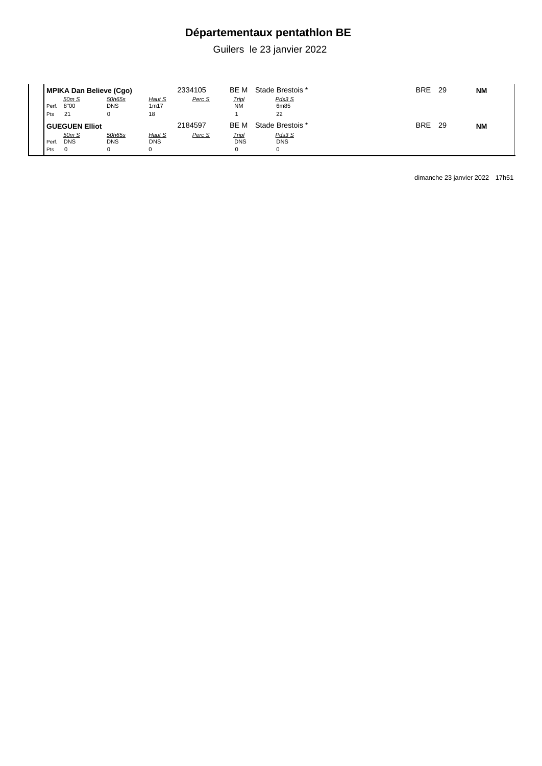# Départementaux pentathlon BE

Guilers le 23 janvier 2022

| | | | | | | | | |
|---|---|---|---|---|---|---|---|---|
| **MPIKA Dan Believe (Cgo)** | | | 2334105 | BE M | Stade Brestois * | BRE 29 | **NM** |
| | *50m S* | *50h65s* | *Haut S* | *Perc S* | *Tripl* | *Pds3 S* | | |
| Perf. | 8''00 | DNS | 1m17 | | NM | 6m85 | | |
| Pts | 21 | 0 | 18 | | 1 | 22 | | |
| **GUEGUEN Elliot** | | | 2184597 | BE M | Stade Brestois * | BRE 29 | **NM** |
| | *50m S* | *50h65s* | *Haut S* | *Perc S* | *Tripl* | *Pds3 S* | | |
| Perf. | DNS | DNS | DNS | | DNS | DNS | | |
| Pts | 0 | 0 | 0 | | 0 | 0 | | |

dimanche 23 janvier 2022 17h51